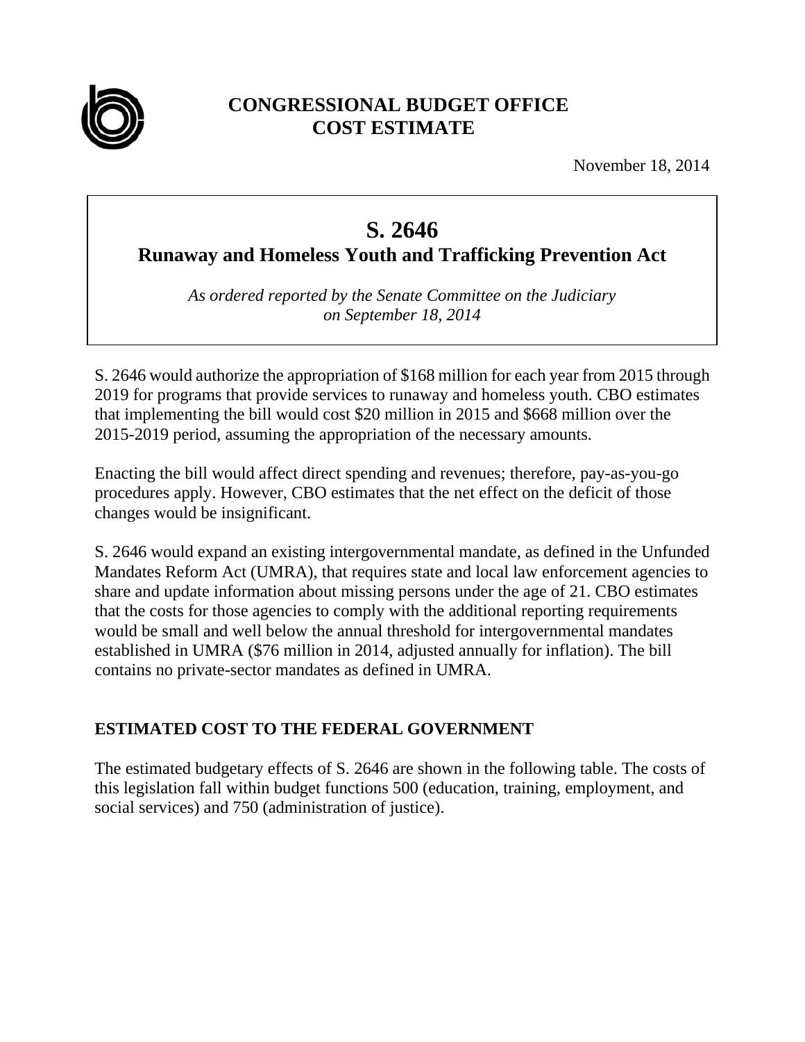# CONGRESSIONAL BUDGET OFFICE
# COST ESTIMATE

November 18, 2014

## S. 2646
## Runaway and Homeless Youth and Trafficking Prevention Act

*As ordered reported by the Senate Committee on the Judiciary on September 18, 2014*

S. 2646 would authorize the appropriation of $168 million for each year from 2015 through 2019 for programs that provide services to runaway and homeless youth. CBO estimates that implementing the bill would cost $20 million in 2015 and $668 million over the 2015-2019 period, assuming the appropriation of the necessary amounts.

Enacting the bill would affect direct spending and revenues; therefore, pay-as-you-go procedures apply. However, CBO estimates that the net effect on the deficit of those changes would be insignificant.

S. 2646 would expand an existing intergovernmental mandate, as defined in the Unfunded Mandates Reform Act (UMRA), that requires state and local law enforcement agencies to share and update information about missing persons under the age of 21. CBO estimates that the costs for those agencies to comply with the additional reporting requirements would be small and well below the annual threshold for intergovernmental mandates established in UMRA ($76 million in 2014, adjusted annually for inflation). The bill contains no private-sector mandates as defined in UMRA.

### ESTIMATED COST TO THE FEDERAL GOVERNMENT

The estimated budgetary effects of S. 2646 are shown in the following table. The costs of this legislation fall within budget functions 500 (education, training, employment, and social services) and 750 (administration of justice).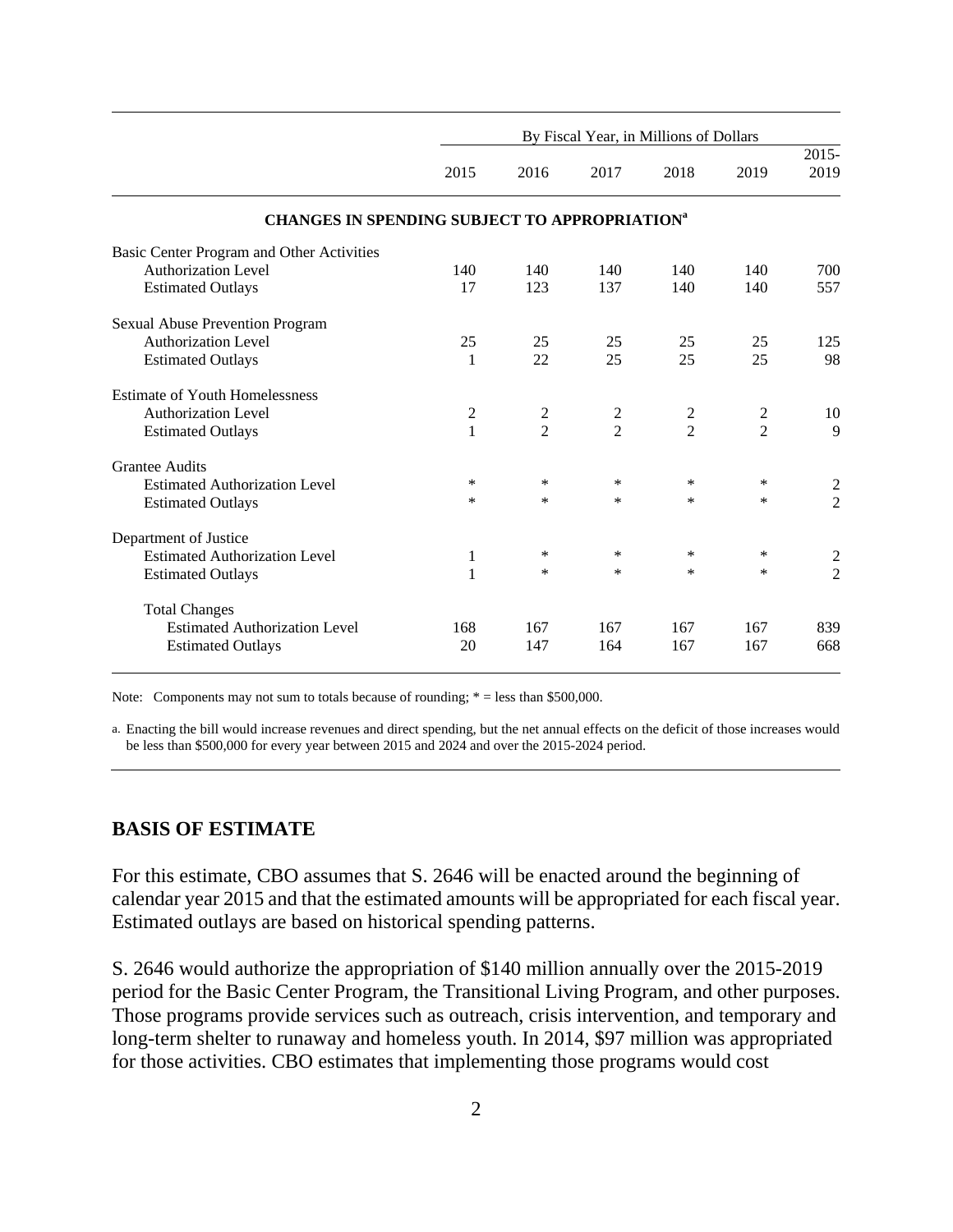| | By Fiscal Year, in Millions of Dollars | | | | | |
|---|---|---|---|---|---|---|
| | 2015 | 2016 | 2017 | 2018 | 2019 | 2015-2019 |
| **CHANGES IN SPENDING SUBJECT TO APPROPRIATION[a]** | | | | | | |
| Basic Center Program and Other Activities | | | | | | |
| Authorization Level | 140 | 140 | 140 | 140 | 140 | 700 |
| Estimated Outlays | 17 | 123 | 137 | 140 | 140 | 557 |
| Sexual Abuse Prevention Program | | | | | | |
| Authorization Level | 25 | 25 | 25 | 25 | 25 | 125 |
| Estimated Outlays | 1 | 22 | 25 | 25 | 25 | 98 |
| Estimate of Youth Homelessness | | | | | | |
| Authorization Level | 2 | 2 | 2 | 2 | 2 | 10 |
| Estimated Outlays | 1 | 2 | 2 | 2 | 2 | 9 |
| Grantee Audits | | | | | | |
| Estimated Authorization Level | * | * | * | * | * | 2 |
| Estimated Outlays | * | * | * | * | * | 2 |
| Department of Justice | | | | | | |
| Estimated Authorization Level | 1 | * | * | * | * | 2 |
| Estimated Outlays | 1 | * | * | * | * | 2 |
| Total Changes | | | | | | |
| Estimated Authorization Level | 168 | 167 | 167 | 167 | 167 | 839 |
| Estimated Outlays | 20 | 147 | 164 | 167 | 167 | 668 |

Note: Components may not sum to totals because of rounding; * = less than $500,000.

a. Enacting the bill would increase revenues and direct spending, but the net annual effects on the deficit of those increases would be less than $500,000 for every year between 2015 and 2024 and over the 2015-2024 period.

## BASIS OF ESTIMATE

For this estimate, CBO assumes that S. 2646 will be enacted around the beginning of calendar year 2015 and that the estimated amounts will be appropriated for each fiscal year. Estimated outlays are based on historical spending patterns.

S. 2646 would authorize the appropriation of $140 million annually over the 2015-2019 period for the Basic Center Program, the Transitional Living Program, and other purposes. Those programs provide services such as outreach, crisis intervention, and temporary and long-term shelter to runaway and homeless youth. In 2014, $97 million was appropriated for those activities. CBO estimates that implementing those programs would cost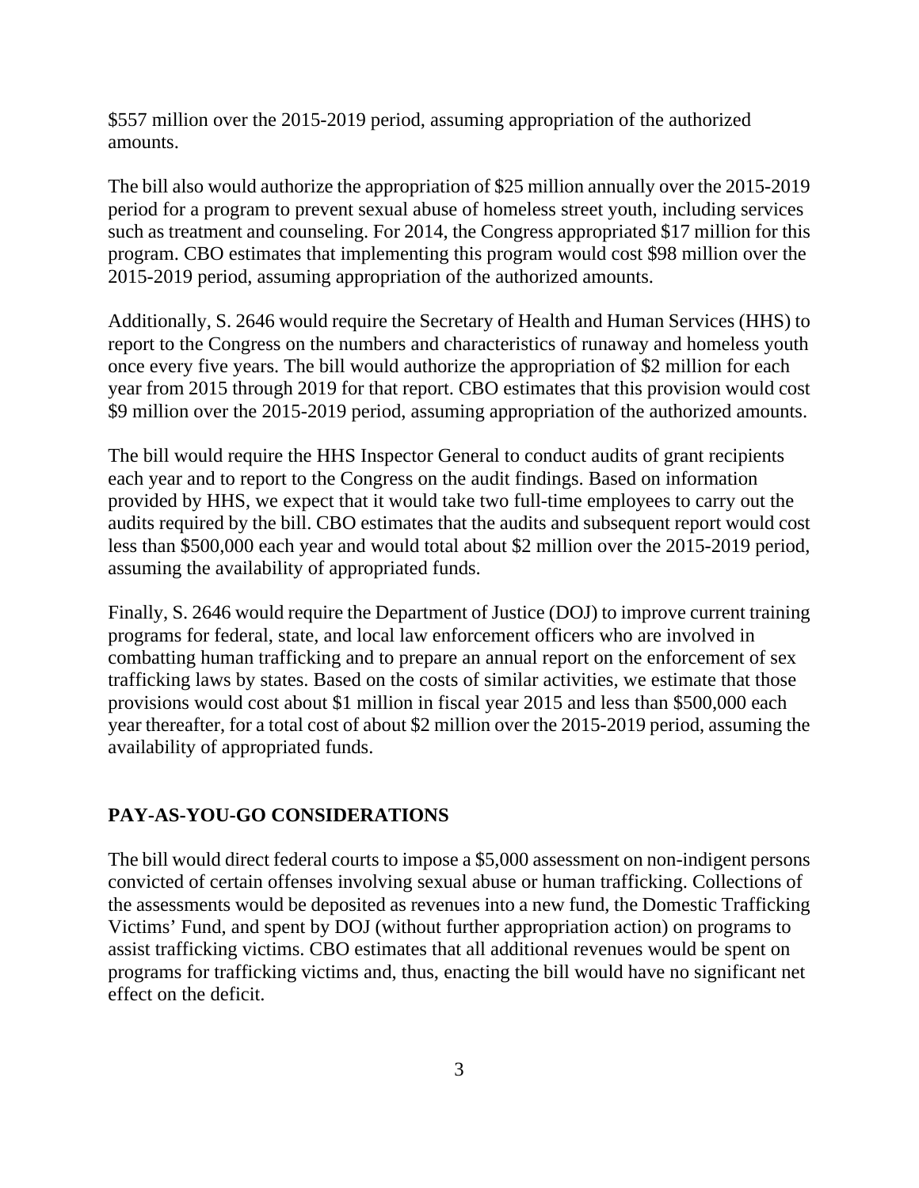$557 million over the 2015-2019 period, assuming appropriation of the authorized amounts.

The bill also would authorize the appropriation of $25 million annually over the 2015-2019 period for a program to prevent sexual abuse of homeless street youth, including services such as treatment and counseling. For 2014, the Congress appropriated $17 million for this program. CBO estimates that implementing this program would cost $98 million over the 2015-2019 period, assuming appropriation of the authorized amounts.

Additionally, S. 2646 would require the Secretary of Health and Human Services (HHS) to report to the Congress on the numbers and characteristics of runaway and homeless youth once every five years. The bill would authorize the appropriation of $2 million for each year from 2015 through 2019 for that report. CBO estimates that this provision would cost $9 million over the 2015-2019 period, assuming appropriation of the authorized amounts.

The bill would require the HHS Inspector General to conduct audits of grant recipients each year and to report to the Congress on the audit findings. Based on information provided by HHS, we expect that it would take two full-time employees to carry out the audits required by the bill. CBO estimates that the audits and subsequent report would cost less than $500,000 each year and would total about $2 million over the 2015-2019 period, assuming the availability of appropriated funds.

Finally, S. 2646 would require the Department of Justice (DOJ) to improve current training programs for federal, state, and local law enforcement officers who are involved in combatting human trafficking and to prepare an annual report on the enforcement of sex trafficking laws by states. Based on the costs of similar activities, we estimate that those provisions would cost about $1 million in fiscal year 2015 and less than $500,000 each year thereafter, for a total cost of about $2 million over the 2015-2019 period, assuming the availability of appropriated funds.

## PAY-AS-YOU-GO CONSIDERATIONS

The bill would direct federal courts to impose a $5,000 assessment on non-indigent persons convicted of certain offenses involving sexual abuse or human trafficking. Collections of the assessments would be deposited as revenues into a new fund, the Domestic Trafficking Victims' Fund, and spent by DOJ (without further appropriation action) on programs to assist trafficking victims. CBO estimates that all additional revenues would be spent on programs for trafficking victims and, thus, enacting the bill would have no significant net effect on the deficit.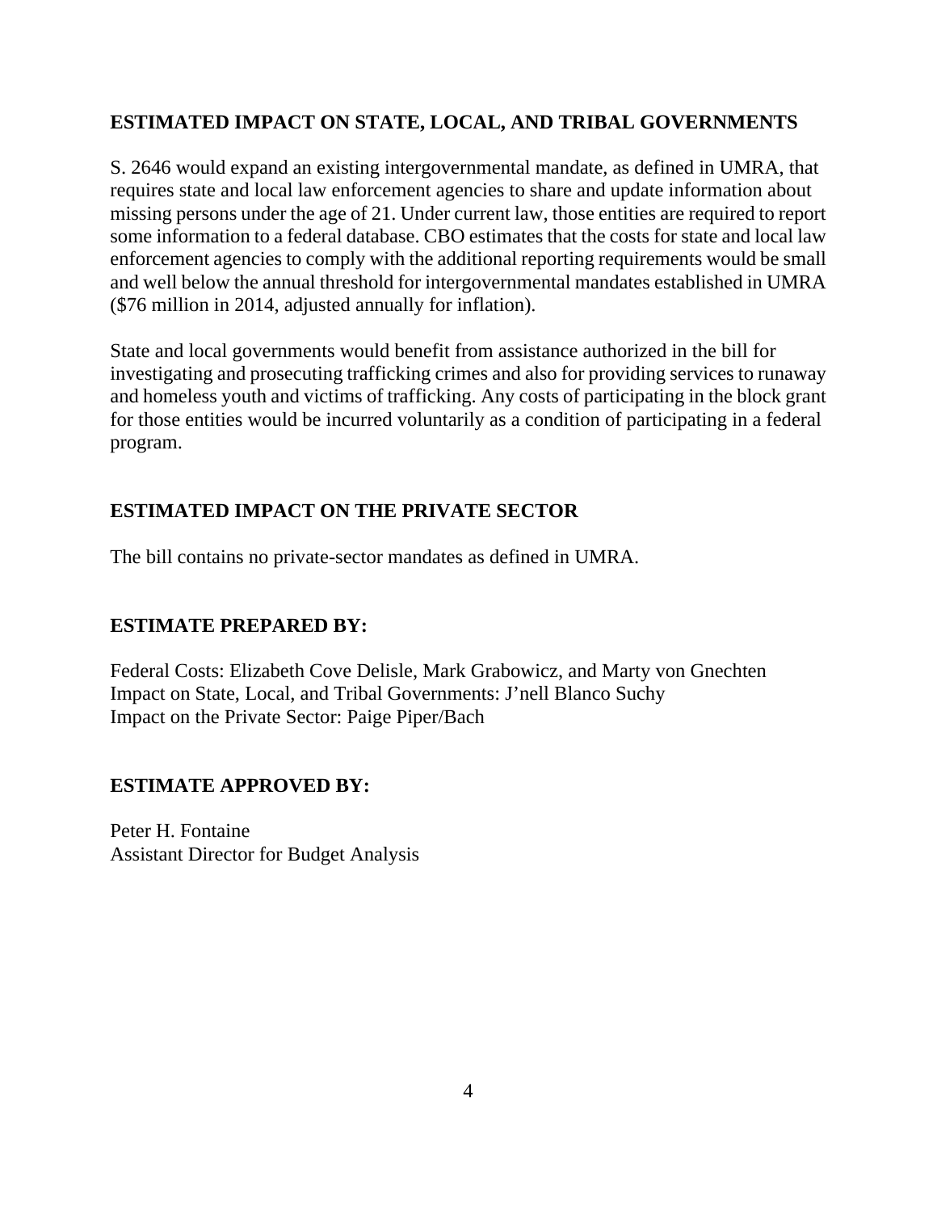## ESTIMATED IMPACT ON STATE, LOCAL, AND TRIBAL GOVERNMENTS

S. 2646 would expand an existing intergovernmental mandate, as defined in UMRA, that requires state and local law enforcement agencies to share and update information about missing persons under the age of 21. Under current law, those entities are required to report some information to a federal database. CBO estimates that the costs for state and local law enforcement agencies to comply with the additional reporting requirements would be small and well below the annual threshold for intergovernmental mandates established in UMRA ($76 million in 2014, adjusted annually for inflation).

State and local governments would benefit from assistance authorized in the bill for investigating and prosecuting trafficking crimes and also for providing services to runaway and homeless youth and victims of trafficking. Any costs of participating in the block grant for those entities would be incurred voluntarily as a condition of participating in a federal program.

## ESTIMATED IMPACT ON THE PRIVATE SECTOR

The bill contains no private-sector mandates as defined in UMRA.

## ESTIMATE PREPARED BY:

Federal Costs: Elizabeth Cove Delisle, Mark Grabowicz, and Marty von Gnechten
Impact on State, Local, and Tribal Governments: J'nell Blanco Suchy
Impact on the Private Sector: Paige Piper/Bach

## ESTIMATE APPROVED BY:

Peter H. Fontaine
Assistant Director for Budget Analysis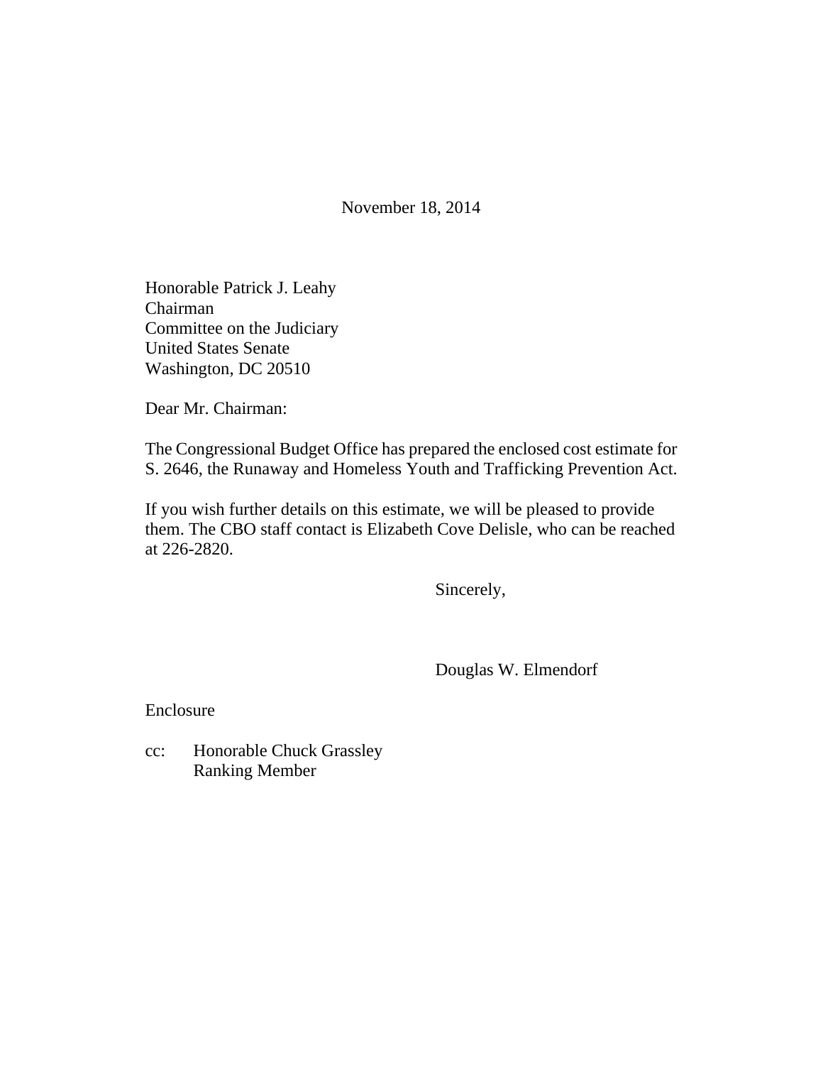November 18, 2014

Honorable Patrick J. Leahy
Chairman
Committee on the Judiciary
United States Senate
Washington, DC 20510

Dear Mr. Chairman:

The Congressional Budget Office has prepared the enclosed cost estimate for S. 2646, the Runaway and Homeless Youth and Trafficking Prevention Act.

If you wish further details on this estimate, we will be pleased to provide them. The CBO staff contact is Elizabeth Cove Delisle, who can be reached at 226-2820.

Sincerely,

Douglas W. Elmendorf

Enclosure

cc: Honorable Chuck Grassley
Ranking Member